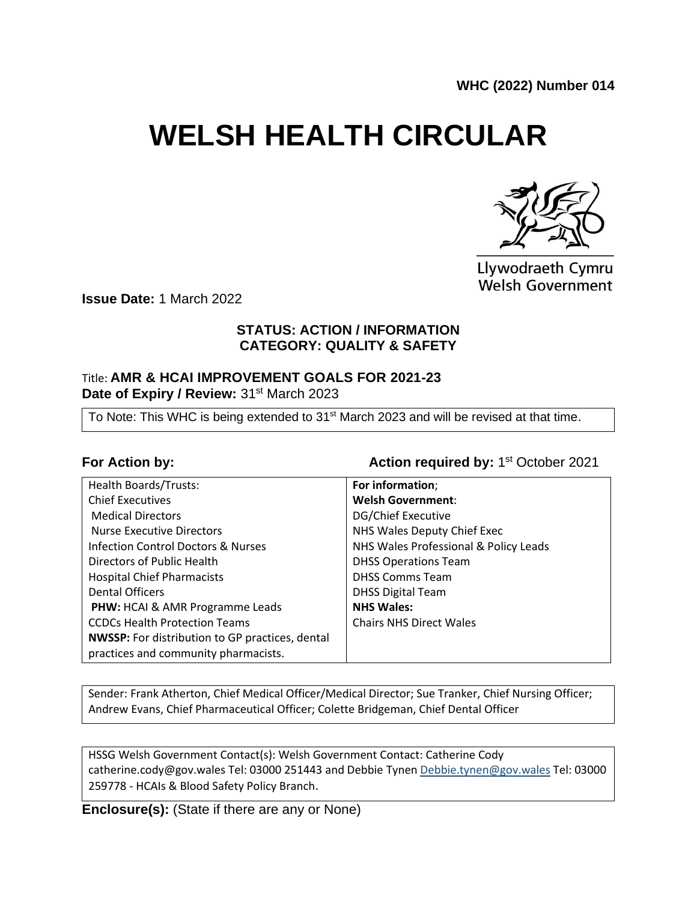**WHC (2022) Number 014**

# WELSH HEALTH CIRCULAR

Llywodraeth Cymru
Welsh Government

**Issue Date:** 1 March 2022

**STATUS: ACTION / INFORMATION**
**CATEGORY: QUALITY & SAFETY**

Title: **AMR & HCAI IMPROVEMENT GOALS FOR 2021-23**
**Date of Expiry / Review:** 31st March 2023

To Note: This WHC is being extended to 31st March 2023 and will be revised at that time.

**For Action by:** **Action required by:** 1st October 2021

| | |
|---|---|
| Health Boards/Trusts:<br>Chief Executives<br>Medical Directors<br>Nurse Executive Directors<br>Infection Control Doctors & Nurses<br>Directors of Public Health<br>Hospital Chief Pharmacists<br>Dental Officers<br>**PHW:** HCAI & AMR Programme Leads<br>CCDCs Health Protection Teams<br>**NWSSP:** For distribution to GP practices, dental practices and community pharmacists. | **For information**;<br>**Welsh Government**:<br>DG/Chief Executive<br>NHS Wales Deputy Chief Exec<br>NHS Wales Professional & Policy Leads<br>DHSS Operations Team<br>DHSS Comms Team<br>DHSS Digital Team<br>**NHS Wales:**<br>Chairs NHS Direct Wales |

Sender: Frank Atherton, Chief Medical Officer/Medical Director; Sue Tranker, Chief Nursing Officer; Andrew Evans, Chief Pharmaceutical Officer; Colette Bridgeman, Chief Dental Officer

HSSG Welsh Government Contact(s): Welsh Government Contact: Catherine Cody catherine.cody@gov.wales Tel: 03000 251443 and Debbie Tynen Debbie.tynen@gov.wales Tel: 03000 259778 - HCAIs & Blood Safety Policy Branch.

**Enclosure(s):** (State if there are any or None)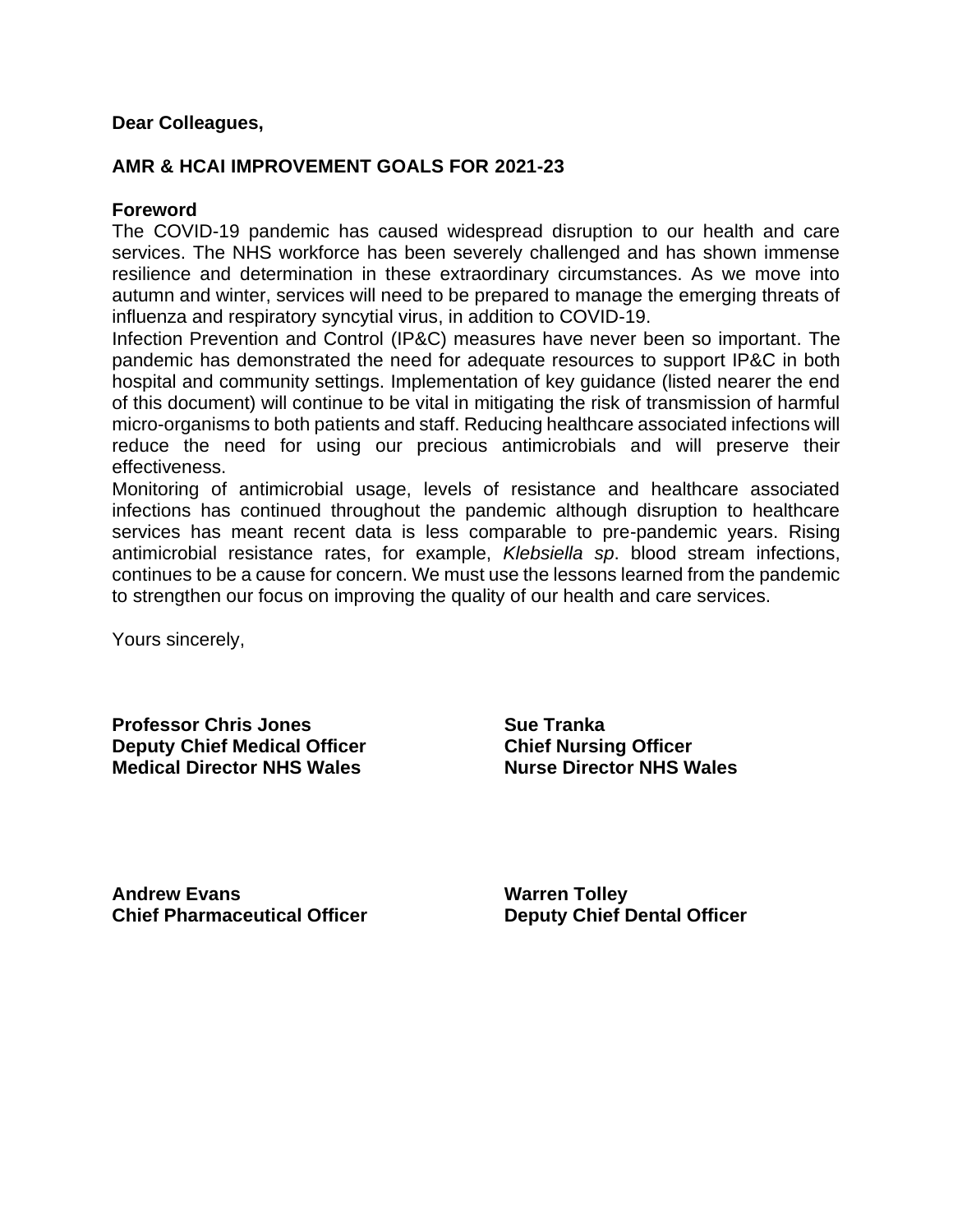**Dear Colleagues,**

## AMR & HCAI IMPROVEMENT GOALS FOR 2021-23

### Foreword

The COVID-19 pandemic has caused widespread disruption to our health and care services. The NHS workforce has been severely challenged and has shown immense resilience and determination in these extraordinary circumstances. As we move into autumn and winter, services will need to be prepared to manage the emerging threats of influenza and respiratory syncytial virus, in addition to COVID-19.

Infection Prevention and Control (IP&C) measures have never been so important. The pandemic has demonstrated the need for adequate resources to support IP&C in both hospital and community settings. Implementation of key guidance (listed nearer the end of this document) will continue to be vital in mitigating the risk of transmission of harmful micro-organisms to both patients and staff. Reducing healthcare associated infections will reduce the need for using our precious antimicrobials and will preserve their effectiveness.

Monitoring of antimicrobial usage, levels of resistance and healthcare associated infections has continued throughout the pandemic although disruption to healthcare services has meant recent data is less comparable to pre-pandemic years. Rising antimicrobial resistance rates, for example, *Klebsiella sp*. blood stream infections, continues to be a cause for concern. We must use the lessons learned from the pandemic to strengthen our focus on improving the quality of our health and care services.

Yours sincerely,

**Professor Chris Jones**
**Deputy Chief Medical Officer**
**Medical Director NHS Wales**

**Sue Tranka**
**Chief Nursing Officer**
**Nurse Director NHS Wales**

**Andrew Evans**
**Chief Pharmaceutical Officer**

**Warren Tolley**
**Deputy Chief Dental Officer**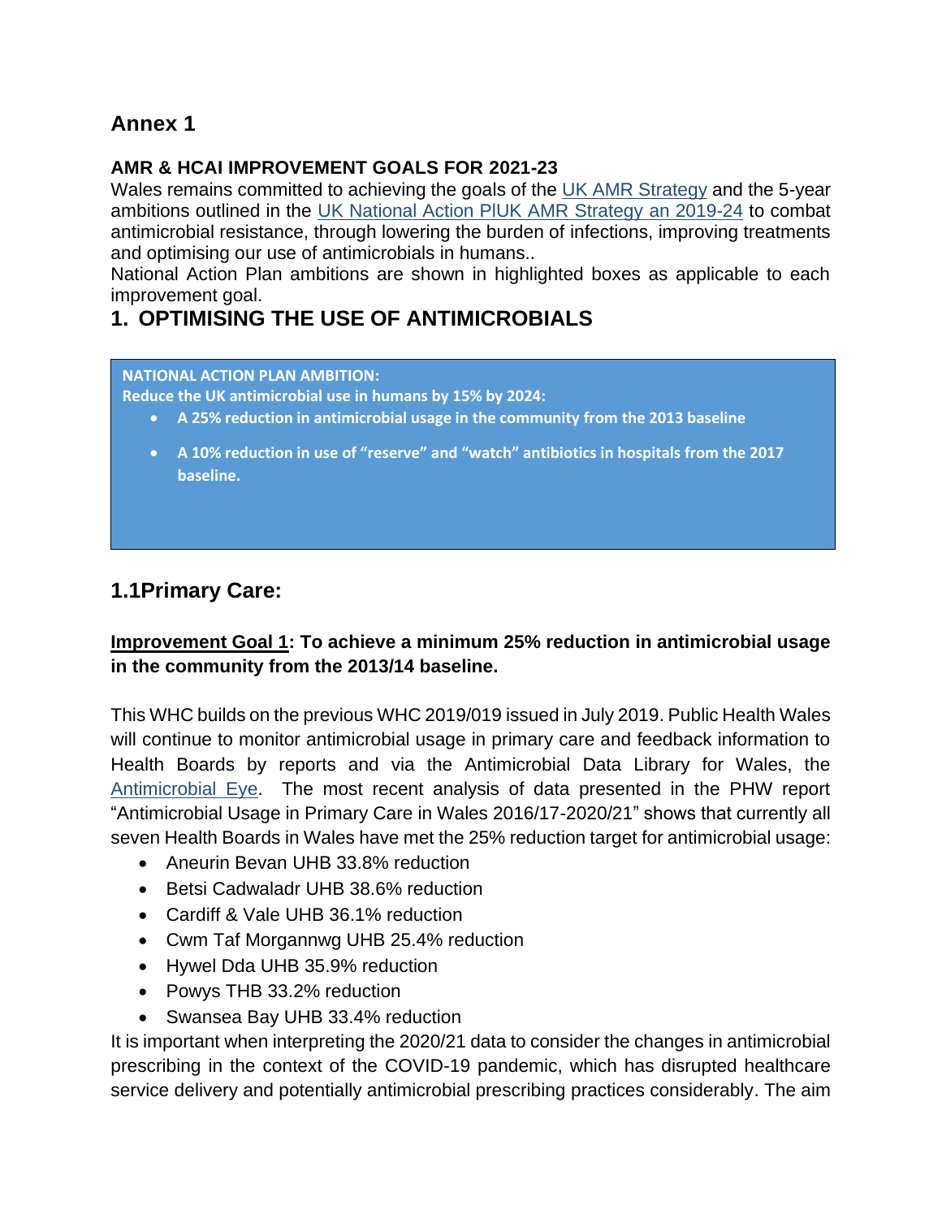## Annex 1

**AMR & HCAI IMPROVEMENT GOALS FOR 2021-23**

Wales remains committed to achieving the goals of the UK AMR Strategy and the 5-year ambitions outlined in the UK National Action PlUK AMR Strategy an 2019-24 to combat antimicrobial resistance, through lowering the burden of infections, improving treatments and optimising our use of antimicrobials in humans..

National Action Plan ambitions are shown in highlighted boxes as applicable to each improvement goal.

# 1. OPTIMISING THE USE OF ANTIMICROBIALS

> **NATIONAL ACTION PLAN AMBITION:**
> **Reduce the UK antimicrobial use in humans by 15% by 2024:**
> - **A 25% reduction in antimicrobial usage in the community from the 2013 baseline**
> - **A 10% reduction in use of "reserve" and "watch" antibiotics in hospitals from the 2017 baseline.**

## 1.1Primary Care:

**Improvement Goal 1: To achieve a minimum 25% reduction in antimicrobial usage in the community from the 2013/14 baseline.**

This WHC builds on the previous WHC 2019/019 issued in July 2019. Public Health Wales will continue to monitor antimicrobial usage in primary care and feedback information to Health Boards by reports and via the Antimicrobial Data Library for Wales, the Antimicrobial Eye. The most recent analysis of data presented in the PHW report "Antimicrobial Usage in Primary Care in Wales 2016/17-2020/21" shows that currently all seven Health Boards in Wales have met the 25% reduction target for antimicrobial usage:

- Aneurin Bevan UHB 33.8% reduction
- Betsi Cadwaladr UHB 38.6% reduction
- Cardiff & Vale UHB 36.1% reduction
- Cwm Taf Morgannwg UHB 25.4% reduction
- Hywel Dda UHB 35.9% reduction
- Powys THB 33.2% reduction
- Swansea Bay UHB 33.4% reduction

It is important when interpreting the 2020/21 data to consider the changes in antimicrobial prescribing in the context of the COVID-19 pandemic, which has disrupted healthcare service delivery and potentially antimicrobial prescribing practices considerably. The aim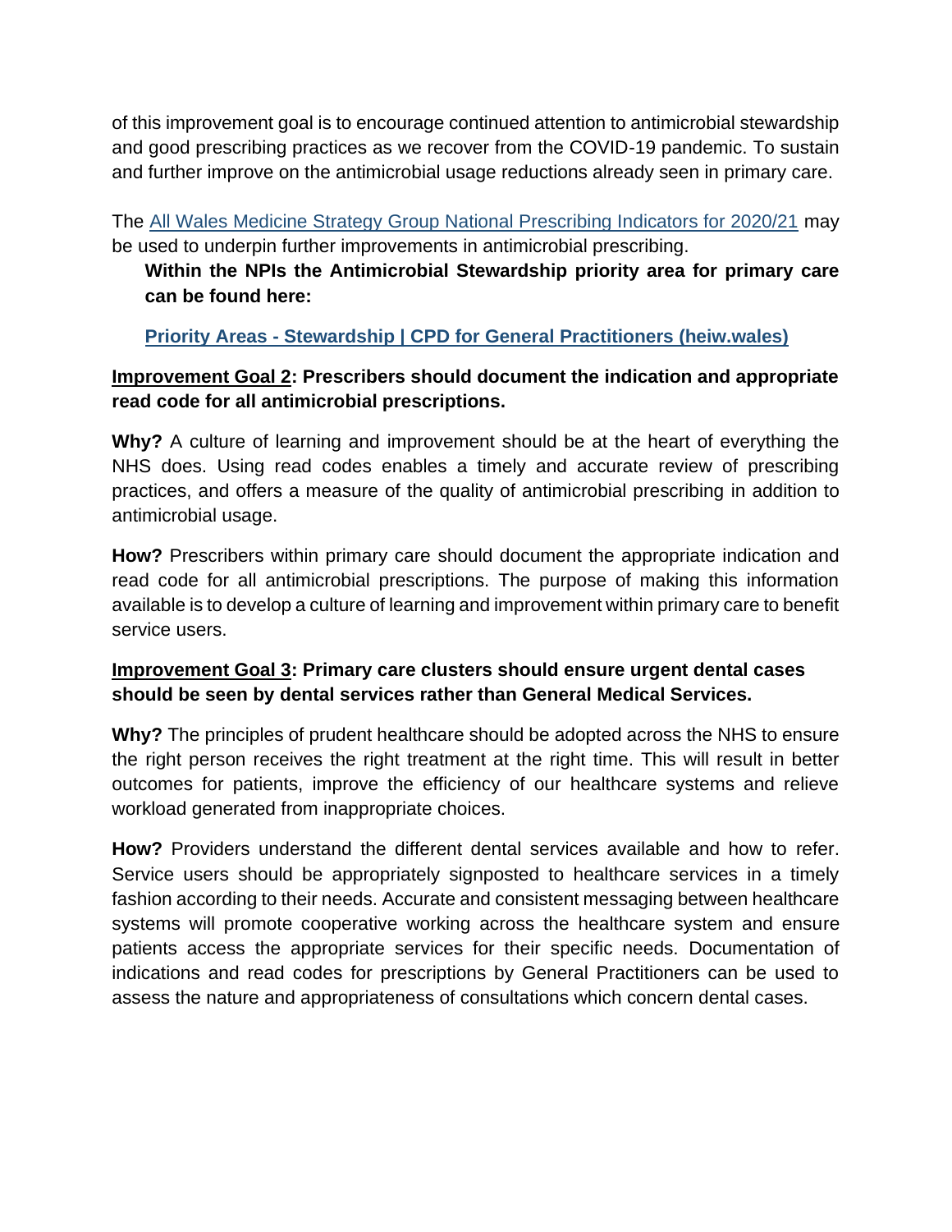of this improvement goal is to encourage continued attention to antimicrobial stewardship and good prescribing practices as we recover from the COVID-19 pandemic. To sustain and further improve on the antimicrobial usage reductions already seen in primary care.

The All Wales Medicine Strategy Group National Prescribing Indicators for 2020/21 may be used to underpin further improvements in antimicrobial prescribing.

**Within the NPIs the Antimicrobial Stewardship priority area for primary care can be found here:**

**Priority Areas - Stewardship | CPD for General Practitioners (heiw.wales)**

**Improvement Goal 2: Prescribers should document the indication and appropriate read code for all antimicrobial prescriptions.**

**Why?** A culture of learning and improvement should be at the heart of everything the NHS does. Using read codes enables a timely and accurate review of prescribing practices, and offers a measure of the quality of antimicrobial prescribing in addition to antimicrobial usage.

**How?** Prescribers within primary care should document the appropriate indication and read code for all antimicrobial prescriptions. The purpose of making this information available is to develop a culture of learning and improvement within primary care to benefit service users.

**Improvement Goal 3: Primary care clusters should ensure urgent dental cases should be seen by dental services rather than General Medical Services.**

**Why?** The principles of prudent healthcare should be adopted across the NHS to ensure the right person receives the right treatment at the right time. This will result in better outcomes for patients, improve the efficiency of our healthcare systems and relieve workload generated from inappropriate choices.

**How?** Providers understand the different dental services available and how to refer. Service users should be appropriately signposted to healthcare services in a timely fashion according to their needs. Accurate and consistent messaging between healthcare systems will promote cooperative working across the healthcare system and ensure patients access the appropriate services for their specific needs. Documentation of indications and read codes for prescriptions by General Practitioners can be used to assess the nature and appropriateness of consultations which concern dental cases.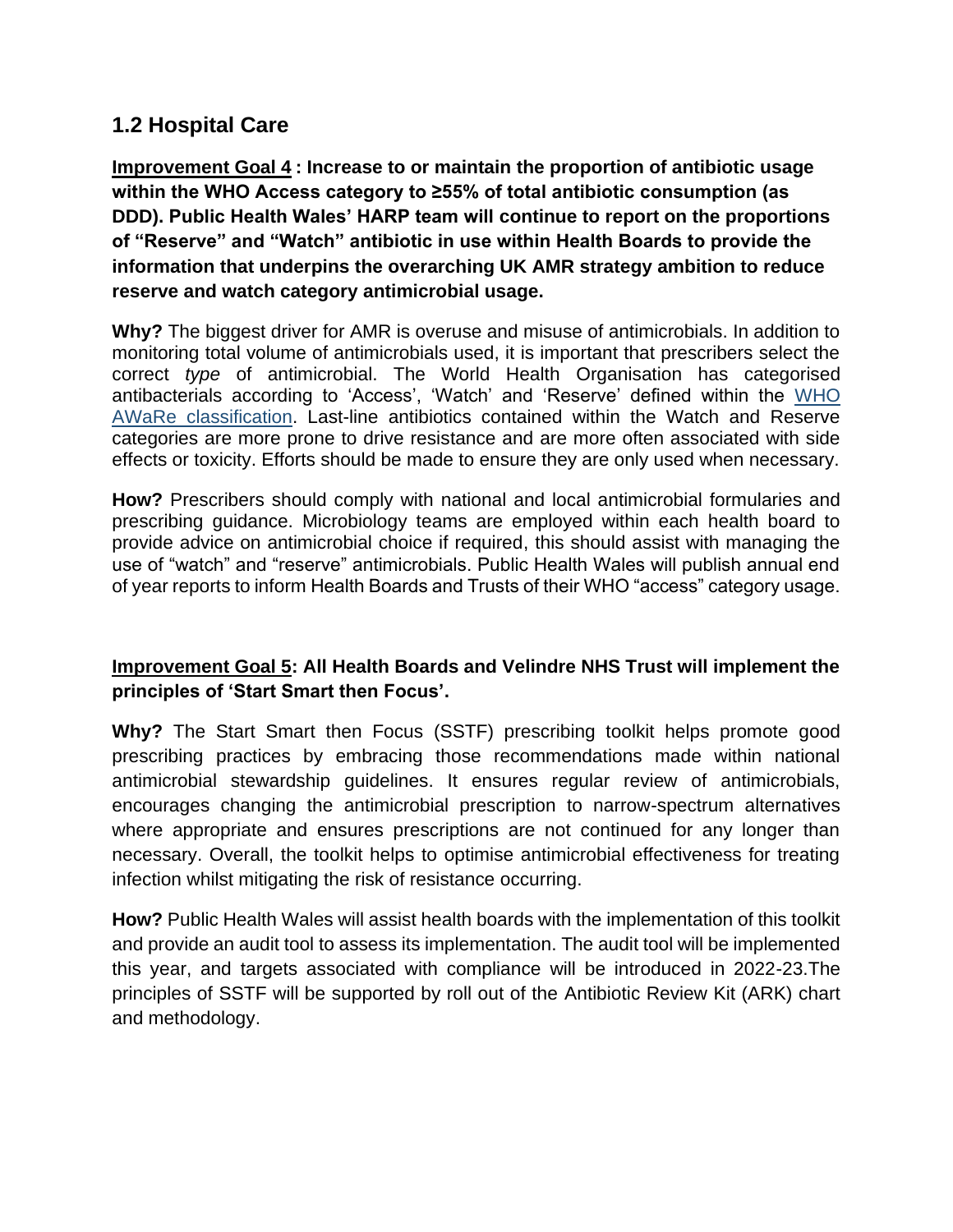## 1.2 Hospital Care

**<u>Improvement Goal 4</u> : Increase to or maintain the proportion of antibiotic usage within the WHO Access category to ≥55% of total antibiotic consumption (as DDD). Public Health Wales' HARP team will continue to report on the proportions of "Reserve" and "Watch" antibiotic in use within Health Boards to provide the information that underpins the overarching UK AMR strategy ambition to reduce reserve and watch category antimicrobial usage.**

**Why?** The biggest driver for AMR is overuse and misuse of antimicrobials. In addition to monitoring total volume of antimicrobials used, it is important that prescribers select the correct *type* of antimicrobial. The World Health Organisation has categorised antibacterials according to 'Access', 'Watch' and 'Reserve' defined within the WHO AWaRe classification. Last-line antibiotics contained within the Watch and Reserve categories are more prone to drive resistance and are more often associated with side effects or toxicity. Efforts should be made to ensure they are only used when necessary.

**How?** Prescribers should comply with national and local antimicrobial formularies and prescribing guidance. Microbiology teams are employed within each health board to provide advice on antimicrobial choice if required, this should assist with managing the use of "watch" and "reserve" antimicrobials. Public Health Wales will publish annual end of year reports to inform Health Boards and Trusts of their WHO "access" category usage.

**<u>Improvement Goal 5</u>: All Health Boards and Velindre NHS Trust will implement the principles of 'Start Smart then Focus'.**

**Why?** The Start Smart then Focus (SSTF) prescribing toolkit helps promote good prescribing practices by embracing those recommendations made within national antimicrobial stewardship guidelines. It ensures regular review of antimicrobials, encourages changing the antimicrobial prescription to narrow-spectrum alternatives where appropriate and ensures prescriptions are not continued for any longer than necessary. Overall, the toolkit helps to optimise antimicrobial effectiveness for treating infection whilst mitigating the risk of resistance occurring.

**How?** Public Health Wales will assist health boards with the implementation of this toolkit and provide an audit tool to assess its implementation. The audit tool will be implemented this year, and targets associated with compliance will be introduced in 2022-23.The principles of SSTF will be supported by roll out of the Antibiotic Review Kit (ARK) chart and methodology.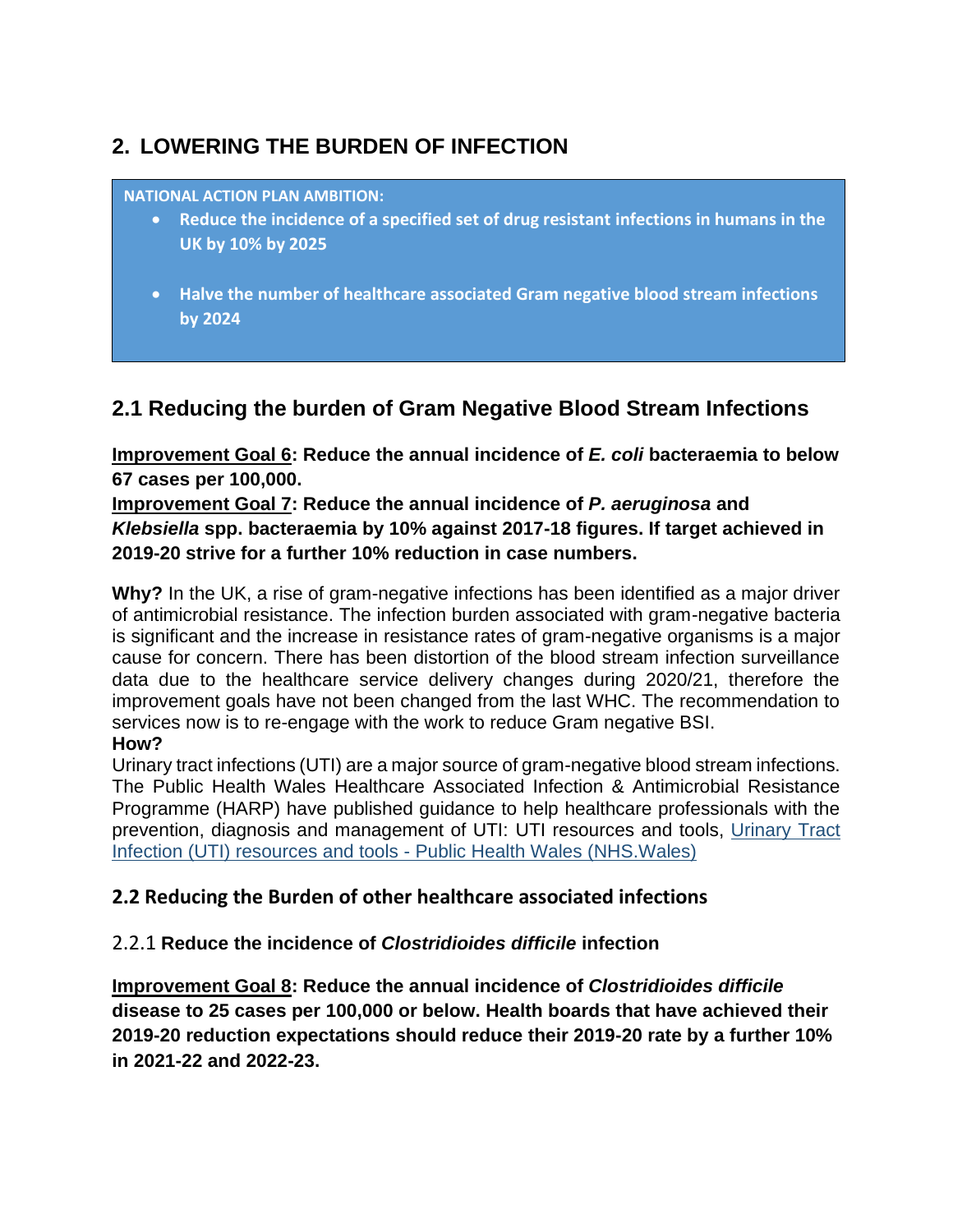## 2. LOWERING THE BURDEN OF INFECTION

**NATIONAL ACTION PLAN AMBITION:**

- **Reduce the incidence of a specified set of drug resistant infections in humans in the UK by 10% by 2025**
- **Halve the number of healthcare associated Gram negative blood stream infections by 2024**

## 2.1 Reducing the burden of Gram Negative Blood Stream Infections

**Improvement Goal 6: Reduce the annual incidence of *E. coli* bacteraemia to below 67 cases per 100,000.**
**Improvement Goal 7: Reduce the annual incidence of *P. aeruginosa* and *Klebsiella* spp. bacteraemia by 10% against 2017-18 figures. If target achieved in 2019-20 strive for a further 10% reduction in case numbers.**

**Why?** In the UK, a rise of gram-negative infections has been identified as a major driver of antimicrobial resistance. The infection burden associated with gram-negative bacteria is significant and the increase in resistance rates of gram-negative organisms is a major cause for concern. There has been distortion of the blood stream infection surveillance data due to the healthcare service delivery changes during 2020/21, therefore the improvement goals have not been changed from the last WHC. The recommendation to services now is to re-engage with the work to reduce Gram negative BSI.
**How?**
Urinary tract infections (UTI) are a major source of gram-negative blood stream infections. The Public Health Wales Healthcare Associated Infection & Antimicrobial Resistance Programme (HARP) have published guidance to help healthcare professionals with the prevention, diagnosis and management of UTI: UTI resources and tools, Urinary Tract Infection (UTI) resources and tools - Public Health Wales (NHS.Wales)

### 2.2 Reducing the Burden of other healthcare associated infections

#### 2.2.1 Reduce the incidence of *Clostridioides difficile* infection

**Improvement Goal 8: Reduce the annual incidence of *Clostridioides difficile* disease to 25 cases per 100,000 or below. Health boards that have achieved their 2019-20 reduction expectations should reduce their 2019-20 rate by a further 10% in 2021-22 and 2022-23.**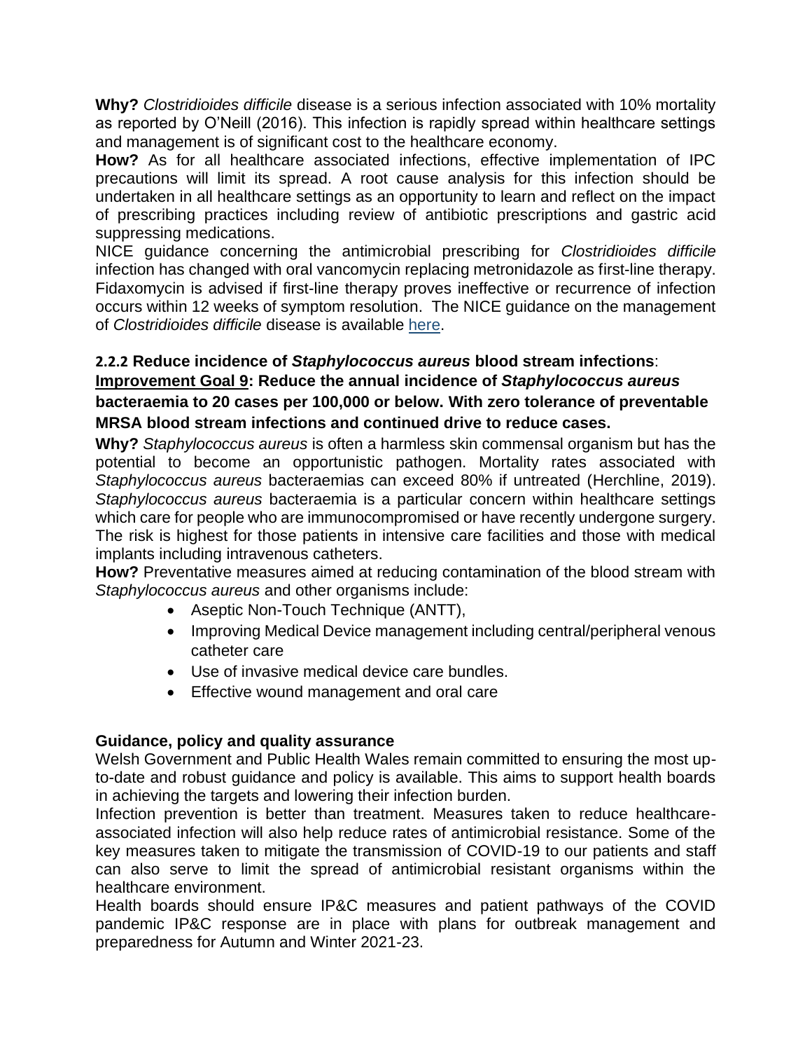**Why?** *Clostridioides difficile* disease is a serious infection associated with 10% mortality as reported by O'Neill (2016). This infection is rapidly spread within healthcare settings and management is of significant cost to the healthcare economy.

**How?** As for all healthcare associated infections, effective implementation of IPC precautions will limit its spread. A root cause analysis for this infection should be undertaken in all healthcare settings as an opportunity to learn and reflect on the impact of prescribing practices including review of antibiotic prescriptions and gastric acid suppressing medications.

NICE guidance concerning the antimicrobial prescribing for *Clostridioides difficile* infection has changed with oral vancomycin replacing metronidazole as first-line therapy. Fidaxomycin is advised if first-line therapy proves ineffective or recurrence of infection occurs within 12 weeks of symptom resolution. The NICE guidance on the management of *Clostridioides difficile* disease is available here.

### 2.2.2 Reduce incidence of *Staphylococcus aureus* blood stream infections:

**Improvement Goal 9: Reduce the annual incidence of *Staphylococcus aureus* bacteraemia to 20 cases per 100,000 or below. With zero tolerance of preventable MRSA blood stream infections and continued drive to reduce cases.**

**Why?** *Staphylococcus aureus* is often a harmless skin commensal organism but has the potential to become an opportunistic pathogen. Mortality rates associated with *Staphylococcus aureus* bacteraemias can exceed 80% if untreated (Herchline, 2019). *Staphylococcus aureus* bacteraemia is a particular concern within healthcare settings which care for people who are immunocompromised or have recently undergone surgery. The risk is highest for those patients in intensive care facilities and those with medical implants including intravenous catheters.

**How?** Preventative measures aimed at reducing contamination of the blood stream with *Staphylococcus aureus* and other organisms include:

- Aseptic Non-Touch Technique (ANTT),
- Improving Medical Device management including central/peripheral venous catheter care
- Use of invasive medical device care bundles.
- Effective wound management and oral care

**Guidance, policy and quality assurance**

Welsh Government and Public Health Wales remain committed to ensuring the most up-to-date and robust guidance and policy is available. This aims to support health boards in achieving the targets and lowering their infection burden.

Infection prevention is better than treatment. Measures taken to reduce healthcare-associated infection will also help reduce rates of antimicrobial resistance. Some of the key measures taken to mitigate the transmission of COVID-19 to our patients and staff can also serve to limit the spread of antimicrobial resistant organisms within the healthcare environment.

Health boards should ensure IP&C measures and patient pathways of the COVID pandemic IP&C response are in place with plans for outbreak management and preparedness for Autumn and Winter 2021-23.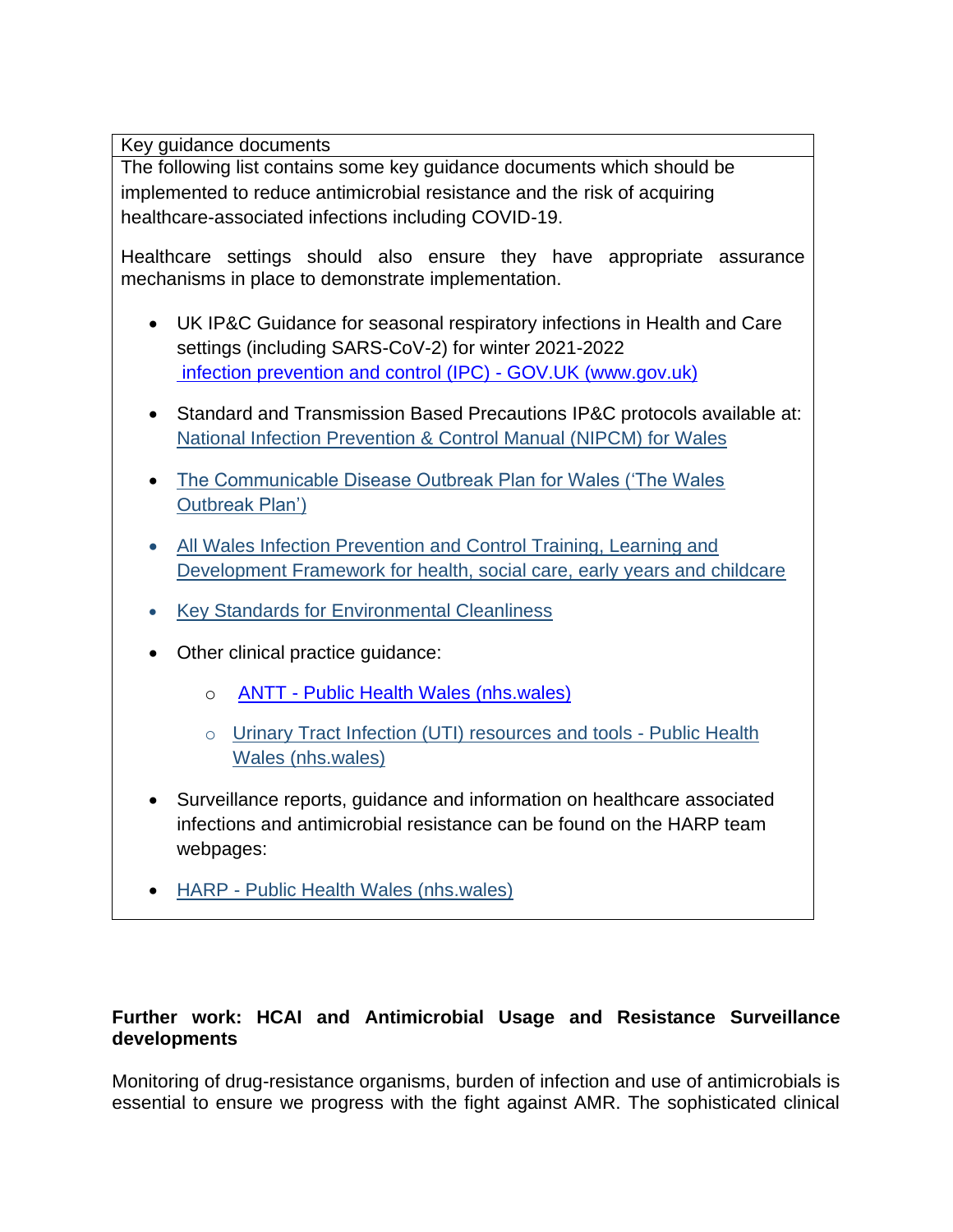| Key guidance documents |
| --- |
| The following list contains some key guidance documents which should be implemented to reduce antimicrobial resistance and the risk of acquiring healthcare-associated infections including COVID-19.<br><br>Healthcare settings should also ensure they have appropriate assurance mechanisms in place to demonstrate implementation.<br><br>• UK IP&C Guidance for seasonal respiratory infections in Health and Care settings (including SARS-CoV-2) for winter 2021-2022 infection prevention and control (IPC) - GOV.UK (www.gov.uk)<br><br>• Standard and Transmission Based Precautions IP&C protocols available at: National Infection Prevention & Control Manual (NIPCM) for Wales<br><br>• The Communicable Disease Outbreak Plan for Wales ('The Wales Outbreak Plan')<br><br>• All Wales Infection Prevention and Control Training, Learning and Development Framework for health, social care, early years and childcare<br><br>• Key Standards for Environmental Cleanliness<br><br>• Other clinical practice guidance:<br>&nbsp;&nbsp;&nbsp;&nbsp;o ANTT - Public Health Wales (nhs.wales)<br>&nbsp;&nbsp;&nbsp;&nbsp;o Urinary Tract Infection (UTI) resources and tools - Public Health Wales (nhs.wales)<br><br>• Surveillance reports, guidance and information on healthcare associated infections and antimicrobial resistance can be found on the HARP team webpages:<br><br>• HARP - Public Health Wales (nhs.wales) |

**Further work: HCAI and Antimicrobial Usage and Resistance Surveillance developments**

Monitoring of drug-resistance organisms, burden of infection and use of antimicrobials is essential to ensure we progress with the fight against AMR. The sophisticated clinical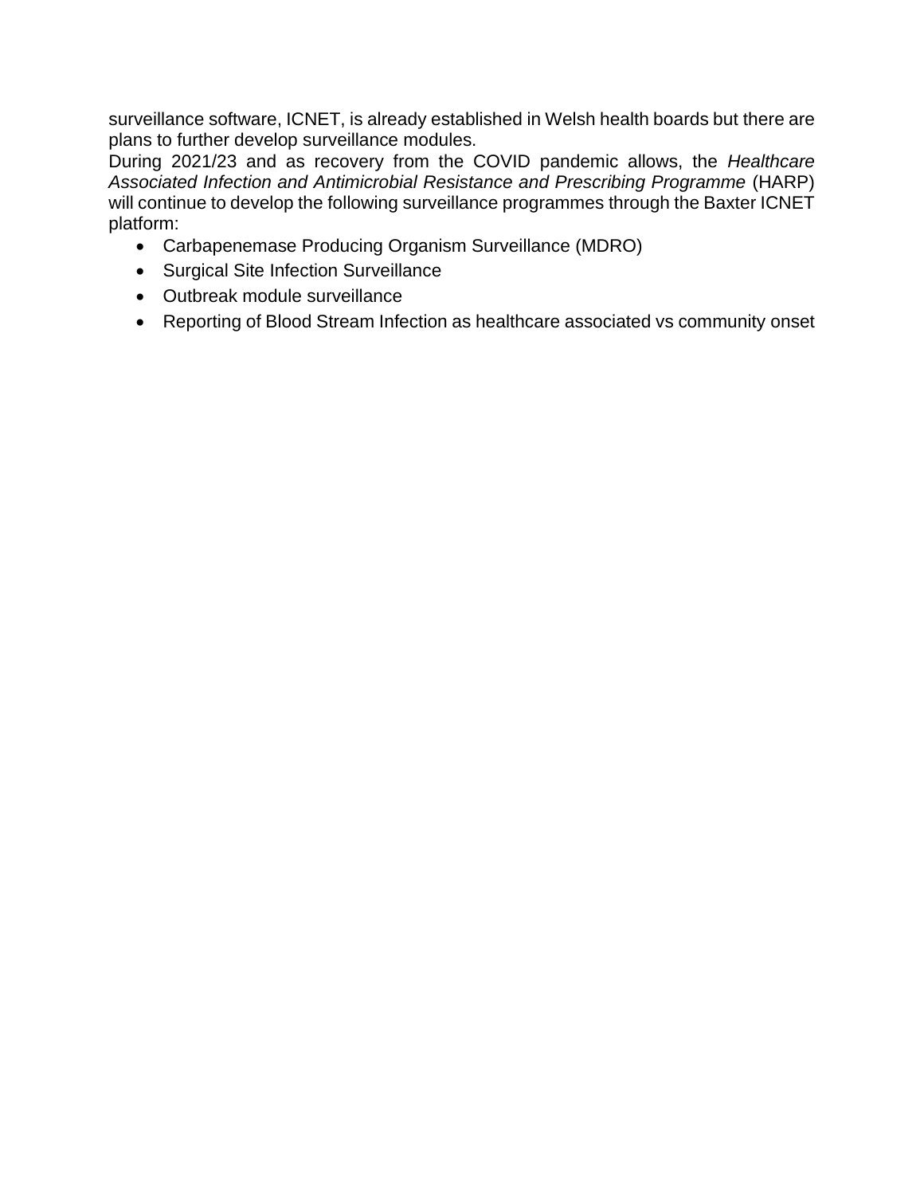surveillance software, ICNET, is already established in Welsh health boards but there are plans to further develop surveillance modules.

During 2021/23 and as recovery from the COVID pandemic allows, the *Healthcare Associated Infection and Antimicrobial Resistance and Prescribing Programme* (HARP) will continue to develop the following surveillance programmes through the Baxter ICNET platform:

- Carbapenemase Producing Organism Surveillance (MDRO)
- Surgical Site Infection Surveillance
- Outbreak module surveillance
- Reporting of Blood Stream Infection as healthcare associated vs community onset